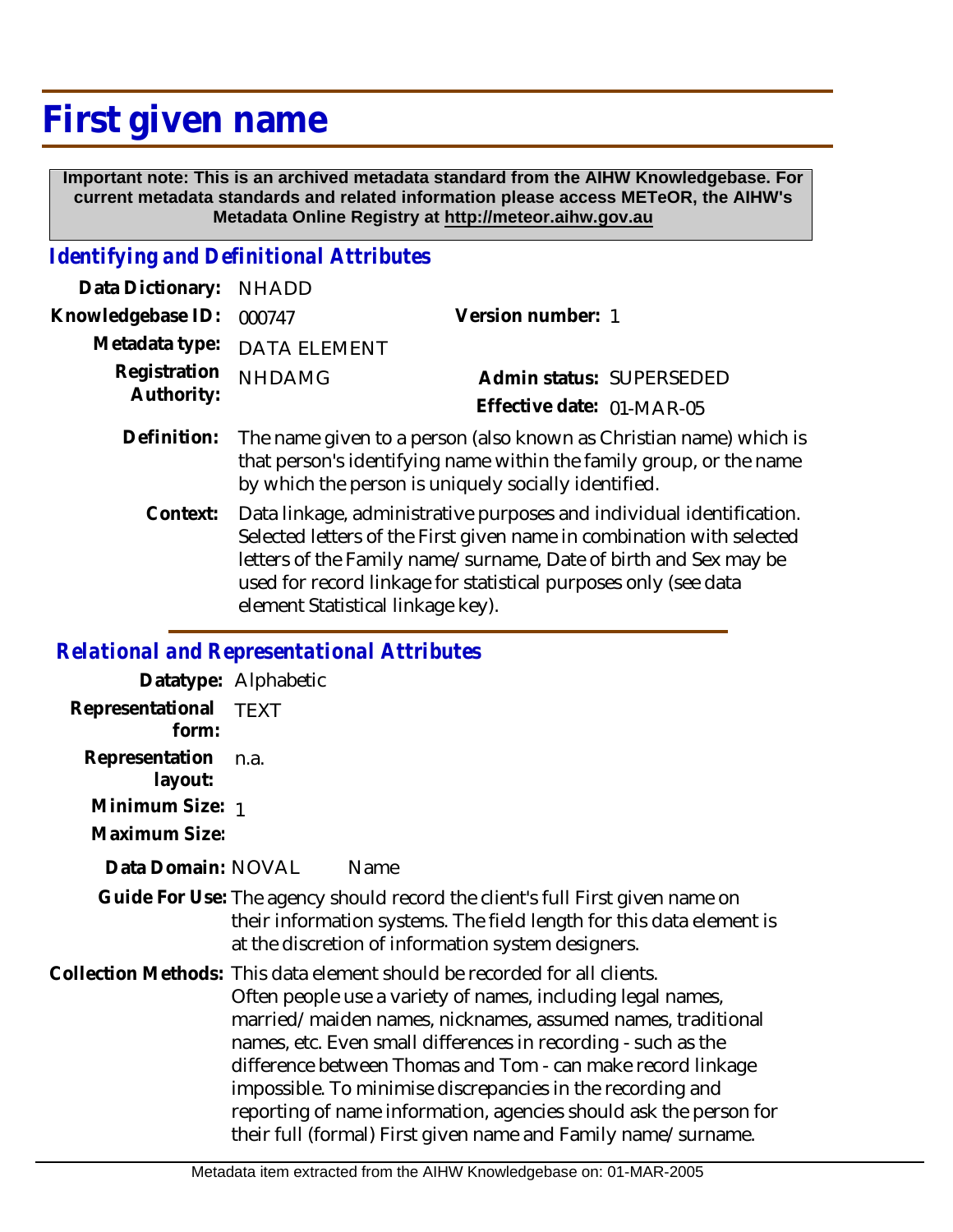# First given name

**Important note: This is an archived metadata standard from the AIHW Knowledgebase. For current metadata standards and related information please access METeOR, the AIHW's Metadata Online Registry at http://meteor.aihw.gov.au**

## *Identifying and Definitional Attributes*

**Data Dictionary:** NHADD

**Knowledgebase ID:** 000747

**Version number:** 1

**Metadata type:** DATA ELEMENT

**Registration Authority:** NHDAMG

**Admin status:** SUPERSEDED

**Effective date:** 01-MAR-05

**Definition:** The name given to a person (also known as Christian name) which is that person's identifying name within the family group, or the name by which the person is uniquely socially identified.

**Context:** Data linkage, administrative purposes and individual identification. Selected letters of the First given name in combination with selected letters of the Family name/surname, Date of birth and Sex may be used for record linkage for statistical purposes only (see data element Statistical linkage key).

## *Relational and Representational Attributes*

**Datatype:** Alphabetic

**Representational form:** TEXT

**Representation layout:** n.a.

**Minimum Size:** 1

**Maximum Size:**

**Data Domain:** NOVAL Name

**Guide For Use:** The agency should record the client's full First given name on their information systems. The field length for this data element is at the discretion of information system designers.

**Collection Methods:** This data element should be recorded for all clients. Often people use a variety of names, including legal names, married/maiden names, nicknames, assumed names, traditional names, etc. Even small differences in recording - such as the difference between Thomas and Tom - can make record linkage impossible. To minimise discrepancies in the recording and reporting of name information, agencies should ask the person for their full (formal) First given name and Family name/surname.

Metadata item extracted from the AIHW Knowledgebase on: 01-MAR-2005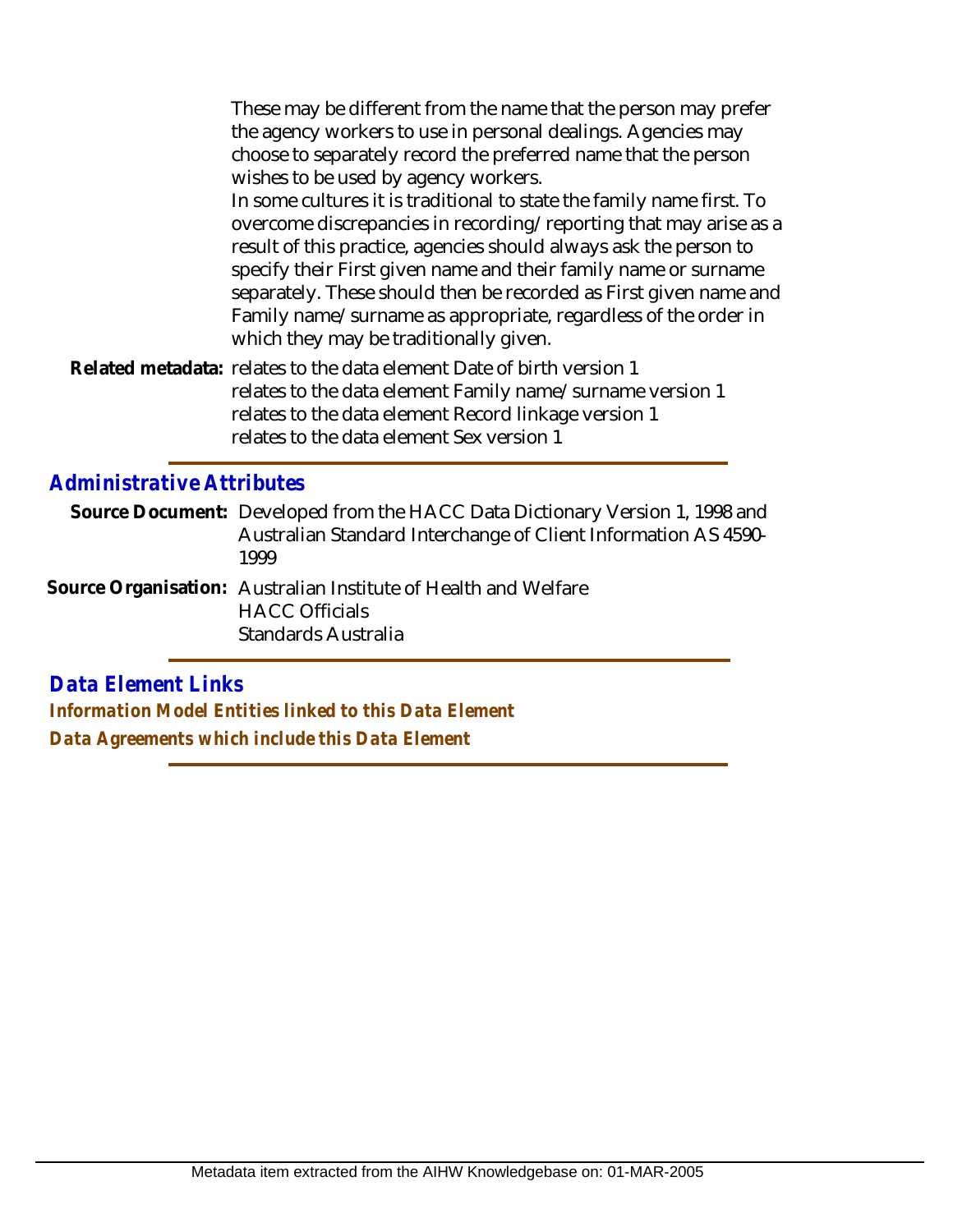These may be different from the name that the person may prefer the agency workers to use in personal dealings. Agencies may choose to separately record the preferred name that the person wishes to be used by agency workers.
In some cultures it is traditional to state the family name first. To overcome discrepancies in recording/reporting that may arise as a result of this practice, agencies should always ask the person to specify their First given name and their family name or surname separately. These should then be recorded as First given name and Family name/surname as appropriate, regardless of the order in which they may be traditionally given.

**Related metadata:** relates to the data element Date of birth version 1
relates to the data element Family name/surname version 1
relates to the data element Record linkage version 1
relates to the data element Sex version 1

## *Administrative Attributes*

**Source Document:** Developed from the HACC Data Dictionary Version 1, 1998 and Australian Standard Interchange of Client Information AS 4590-1999

**Source Organisation:** Australian Institute of Health and Welfare
HACC Officials
Standards Australia

## *Data Element Links*

***Information Model Entities linked to this Data Element***

***Data Agreements which include this Data Element***

Metadata item extracted from the AIHW Knowledgebase on: 01-MAR-2005